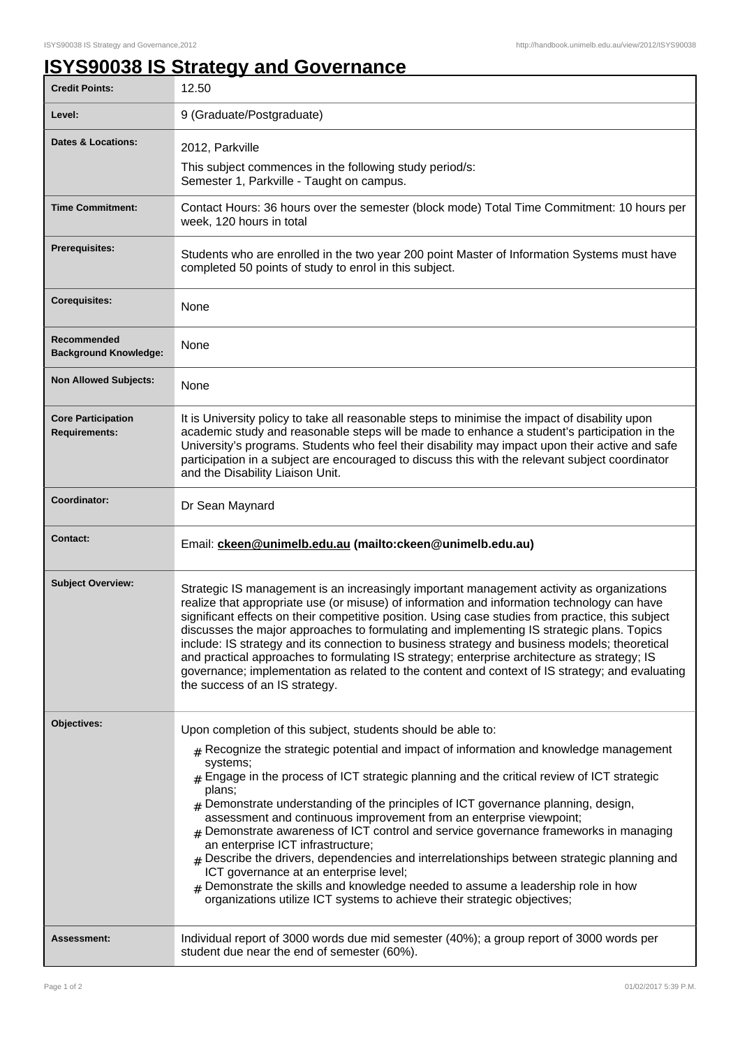# ISYS90038 IS Strategy and Governance

| | |
|---|---|
| **Credit Points:** | 12.50 |
| **Level:** | 9 (Graduate/Postgraduate) |
| **Dates & Locations:** | 2012, Parkville<br>This subject commences in the following study period/s:<br>Semester 1, Parkville - Taught on campus. |
| **Time Commitment:** | Contact Hours: 36 hours over the semester (block mode) Total Time Commitment: 10 hours per week, 120 hours in total |
| **Prerequisites:** | Students who are enrolled in the two year 200 point Master of Information Systems must have completed 50 points of study to enrol in this subject. |
| **Corequisites:** | None |
| **Recommended Background Knowledge:** | None |
| **Non Allowed Subjects:** | None |
| **Core Participation Requirements:** | It is University policy to take all reasonable steps to minimise the impact of disability upon academic study and reasonable steps will be made to enhance a student's participation in the University's programs. Students who feel their disability may impact upon their active and safe participation in a subject are encouraged to discuss this with the relevant subject coordinator and the Disability Liaison Unit. |
| **Coordinator:** | Dr Sean Maynard |
| **Contact:** | Email: **ckeen@unimelb.edu.au (mailto:ckeen@unimelb.edu.au)** |
| **Subject Overview:** | Strategic IS management is an increasingly important management activity as organizations realize that appropriate use (or misuse) of information and information technology can have significant effects on their competitive position. Using case studies from practice, this subject discusses the major approaches to formulating and implementing IS strategic plans. Topics include: IS strategy and its connection to business strategy and business models; theoretical and practical approaches to formulating IS strategy; enterprise architecture as strategy; IS governance; implementation as related to the content and context of IS strategy; and evaluating the success of an IS strategy. |
| **Objectives:** | Upon completion of this subject, students should be able to:<br># Recognize the strategic potential and impact of information and knowledge management systems;<br># Engage in the process of ICT strategic planning and the critical review of ICT strategic plans;<br># Demonstrate understanding of the principles of ICT governance planning, design, assessment and continuous improvement from an enterprise viewpoint;<br># Demonstrate awareness of ICT control and service governance frameworks in managing an enterprise ICT infrastructure;<br># Describe the drivers, dependencies and interrelationships between strategic planning and ICT governance at an enterprise level;<br># Demonstrate the skills and knowledge needed to assume a leadership role in how organizations utilize ICT systems to achieve their strategic objectives; |
| **Assessment:** | Individual report of 3000 words due mid semester (40%); a group report of 3000 words per student due near the end of semester (60%). |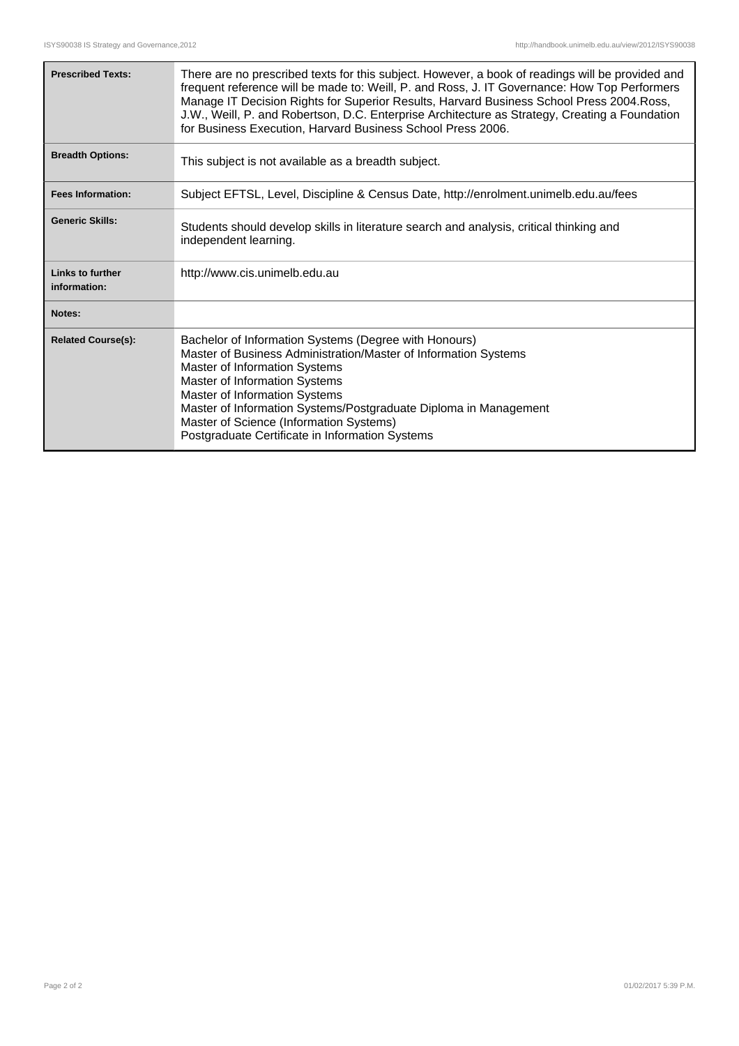| | |
|---|---|
| **Prescribed Texts:** | There are no prescribed texts for this subject. However, a book of readings will be provided and frequent reference will be made to: Weill, P. and Ross, J. IT Governance: How Top Performers Manage IT Decision Rights for Superior Results, Harvard Business School Press 2004.Ross, J.W., Weill, P. and Robertson, D.C. Enterprise Architecture as Strategy, Creating a Foundation for Business Execution, Harvard Business School Press 2006. |
| **Breadth Options:** | This subject is not available as a breadth subject. |
| **Fees Information:** | Subject EFTSL, Level, Discipline & Census Date, http://enrolment.unimelb.edu.au/fees |
| **Generic Skills:** | Students should develop skills in literature search and analysis, critical thinking and independent learning. |
| **Links to further information:** | http://www.cis.unimelb.edu.au |
| **Notes:** | |
| **Related Course(s):** | Bachelor of Information Systems (Degree with Honours)<br>Master of Business Administration/Master of Information Systems<br>Master of Information Systems<br>Master of Information Systems<br>Master of Information Systems<br>Master of Information Systems/Postgraduate Diploma in Management<br>Master of Science (Information Systems)<br>Postgraduate Certificate in Information Systems |